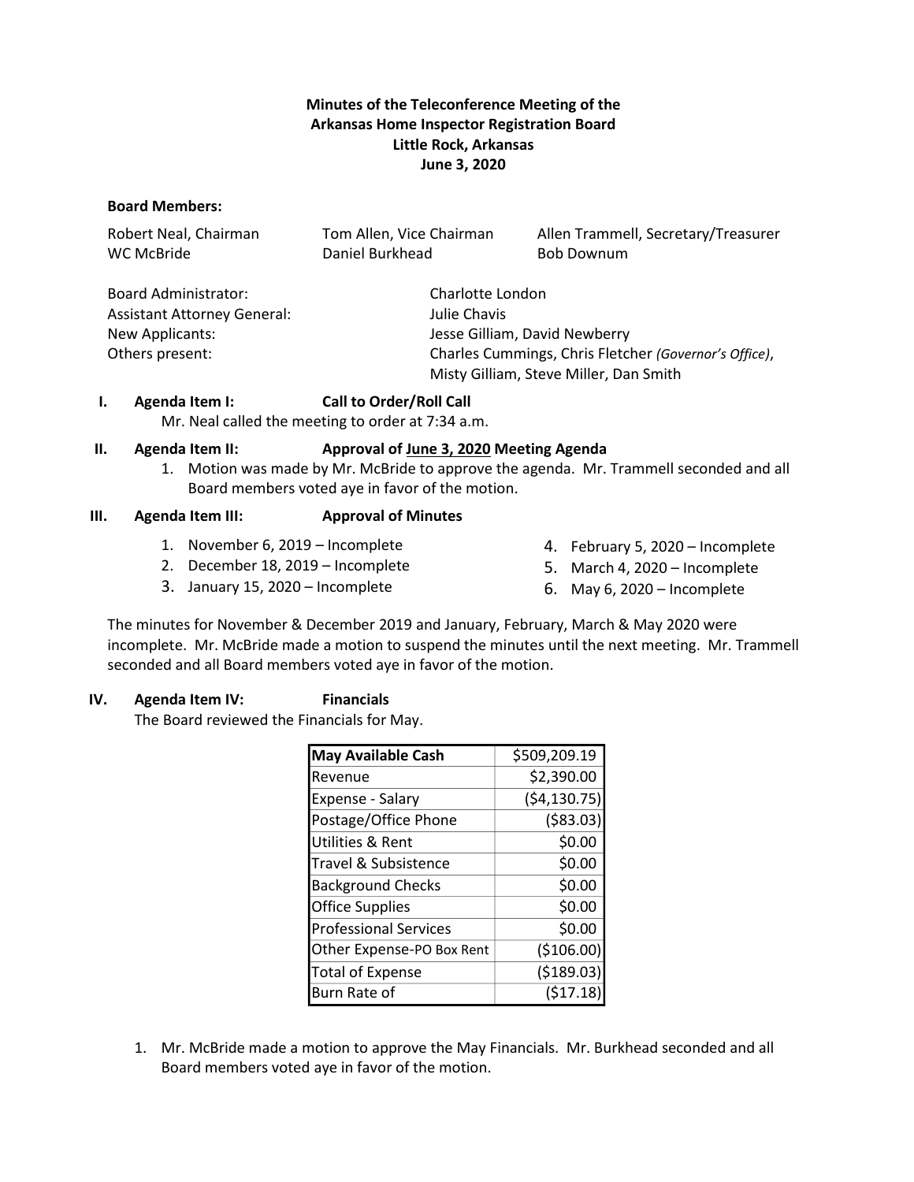**Minutes of the Teleconference Meeting of the**
**Arkansas Home Inspector Registration Board**
**Little Rock, Arkansas**
**June 3, 2020**

**Board Members:**

Robert Neal, Chairman
Tom Allen, Vice Chairman
Allen Trammell, Secretary/Treasurer
WC McBride
Daniel Burkhead
Bob Downum

Board Administrator: Charlotte London
Assistant Attorney General: Julie Chavis
New Applicants: Jesse Gilliam, David Newberry
Others present: Charles Cummings, Chris Fletcher *(Governor's Office)*, Misty Gilliam, Steve Miller, Dan Smith

**I. Agenda Item I: Call to Order/Roll Call**

Mr. Neal called the meeting to order at 7:34 a.m.

**II. Agenda Item II: Approval of June 3, 2020 Meeting Agenda**

1. Motion was made by Mr. McBride to approve the agenda. Mr. Trammell seconded and all Board members voted aye in favor of the motion.

**III. Agenda Item III: Approval of Minutes**

1. November 6, 2019 – Incomplete
2. December 18, 2019 – Incomplete
3. January 15, 2020 – Incomplete
4. February 5, 2020 – Incomplete
5. March 4, 2020 – Incomplete
6. May 6, 2020 – Incomplete

The minutes for November & December 2019 and January, February, March & May 2020 were incomplete. Mr. McBride made a motion to suspend the minutes until the next meeting. Mr. Trammell seconded and all Board members voted aye in favor of the motion.

**IV. Agenda Item IV: Financials**

The Board reviewed the Financials for May.

| **May Available Cash** | $509,209.19 |
|---|---|
| Revenue | $2,390.00 |
| Expense - Salary | ($4,130.75) |
| Postage/Office Phone | ($83.03) |
| Utilities & Rent | $0.00 |
| Travel & Subsistence | $0.00 |
| Background Checks | $0.00 |
| Office Supplies | $0.00 |
| Professional Services | $0.00 |
| Other Expense-PO Box Rent | ($106.00) |
| Total of Expense | ($189.03) |
| Burn Rate of | ($17.18) |

1. Mr. McBride made a motion to approve the May Financials. Mr. Burkhead seconded and all Board members voted aye in favor of the motion.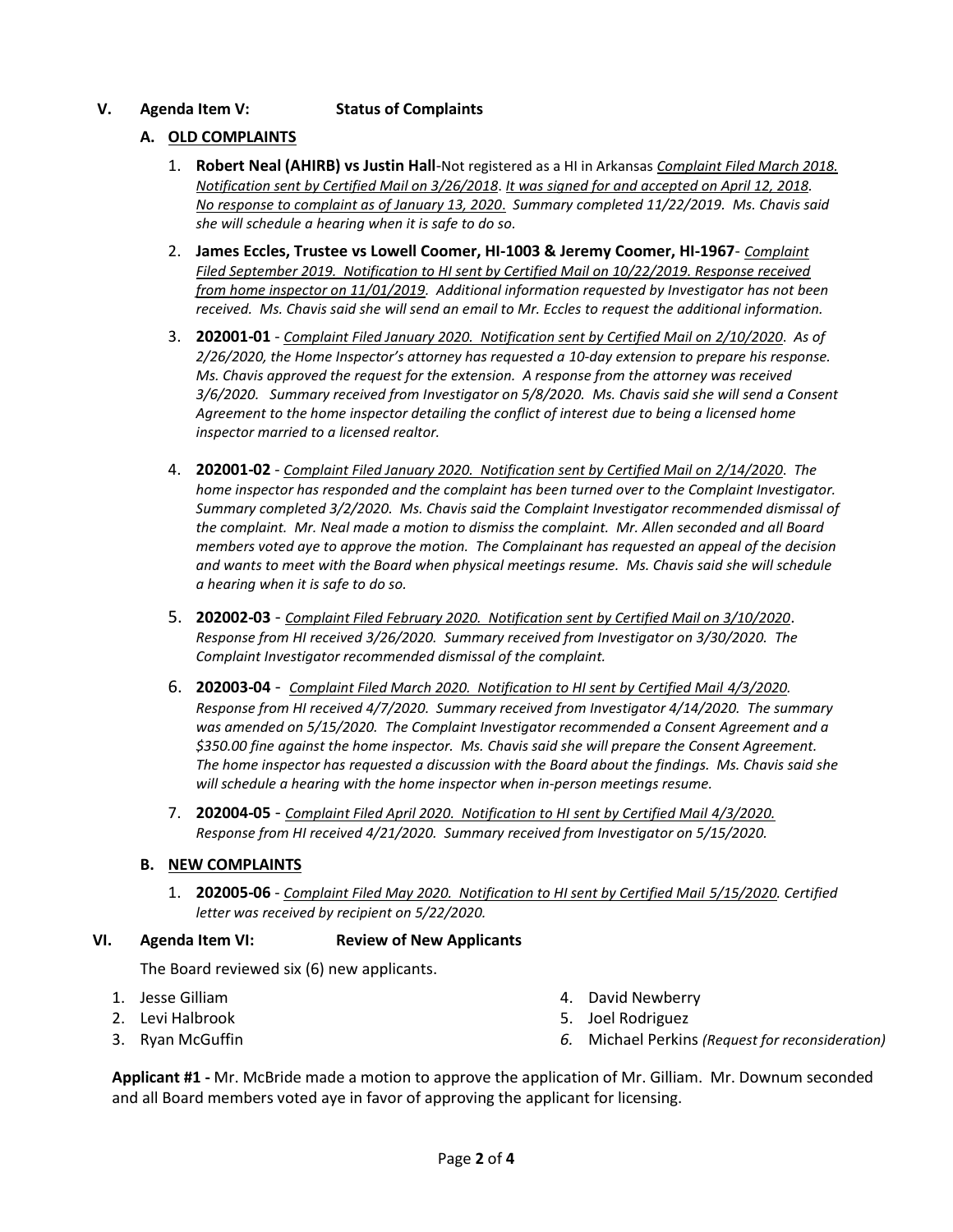## V. Agenda Item V: Status of Complaints

### A. OLD COMPLAINTS

1. **Robert Neal (AHIRB) vs Justin Hall**-Not registered as a HI in Arkansas *Complaint Filed March 2018. Notification sent by Certified Mail on 3/26/2018. It was signed for and accepted on April 12, 2018. No response to complaint as of January 13, 2020. Summary completed 11/22/2019. Ms. Chavis said she will schedule a hearing when it is safe to do so.*

2. **James Eccles, Trustee vs Lowell Coomer, HI-1003 & Jeremy Coomer, HI-1967**- *Complaint Filed September 2019. Notification to HI sent by Certified Mail on 10/22/2019. Response received from home inspector on 11/01/2019. Additional information requested by Investigator has not been received. Ms. Chavis said she will send an email to Mr. Eccles to request the additional information.*

3. **202001-01** - *Complaint Filed January 2020. Notification sent by Certified Mail on 2/10/2020. As of 2/26/2020, the Home Inspector's attorney has requested a 10-day extension to prepare his response. Ms. Chavis approved the request for the extension. A response from the attorney was received 3/6/2020. Summary received from Investigator on 5/8/2020. Ms. Chavis said she will send a Consent Agreement to the home inspector detailing the conflict of interest due to being a licensed home inspector married to a licensed realtor.*

4. **202001-02** - *Complaint Filed January 2020. Notification sent by Certified Mail on 2/14/2020. The home inspector has responded and the complaint has been turned over to the Complaint Investigator. Summary completed 3/2/2020. Ms. Chavis said the Complaint Investigator recommended dismissal of the complaint. Mr. Neal made a motion to dismiss the complaint. Mr. Allen seconded and all Board members voted aye to approve the motion. The Complainant has requested an appeal of the decision and wants to meet with the Board when physical meetings resume. Ms. Chavis said she will schedule a hearing when it is safe to do so.*

5. **202002-03** - *Complaint Filed February 2020. Notification sent by Certified Mail on 3/10/2020. Response from HI received 3/26/2020. Summary received from Investigator on 3/30/2020. The Complaint Investigator recommended dismissal of the complaint.*

6. **202003-04** - *Complaint Filed March 2020. Notification to HI sent by Certified Mail 4/3/2020. Response from HI received 4/7/2020. Summary received from Investigator 4/14/2020. The summary was amended on 5/15/2020. The Complaint Investigator recommended a Consent Agreement and a $350.00 fine against the home inspector. Ms. Chavis said she will prepare the Consent Agreement. The home inspector has requested a discussion with the Board about the findings. Ms. Chavis said she will schedule a hearing with the home inspector when in-person meetings resume.*

7. **202004-05** - *Complaint Filed April 2020. Notification to HI sent by Certified Mail 4/3/2020. Response from HI received 4/21/2020. Summary received from Investigator on 5/15/2020.*

### B. NEW COMPLAINTS

1. **202005-06** - *Complaint Filed May 2020. Notification to HI sent by Certified Mail 5/15/2020. Certified letter was received by recipient on 5/22/2020.*

## VI. Agenda Item VI: Review of New Applicants

The Board reviewed six (6) new applicants.

1. Jesse Gilliam
2. Levi Halbrook
3. Ryan McGuffin
4. David Newberry
5. Joel Rodriguez
6. Michael Perkins *(Request for reconsideration)*

**Applicant #1 -** Mr. McBride made a motion to approve the application of Mr. Gilliam. Mr. Downum seconded and all Board members voted aye in favor of approving the applicant for licensing.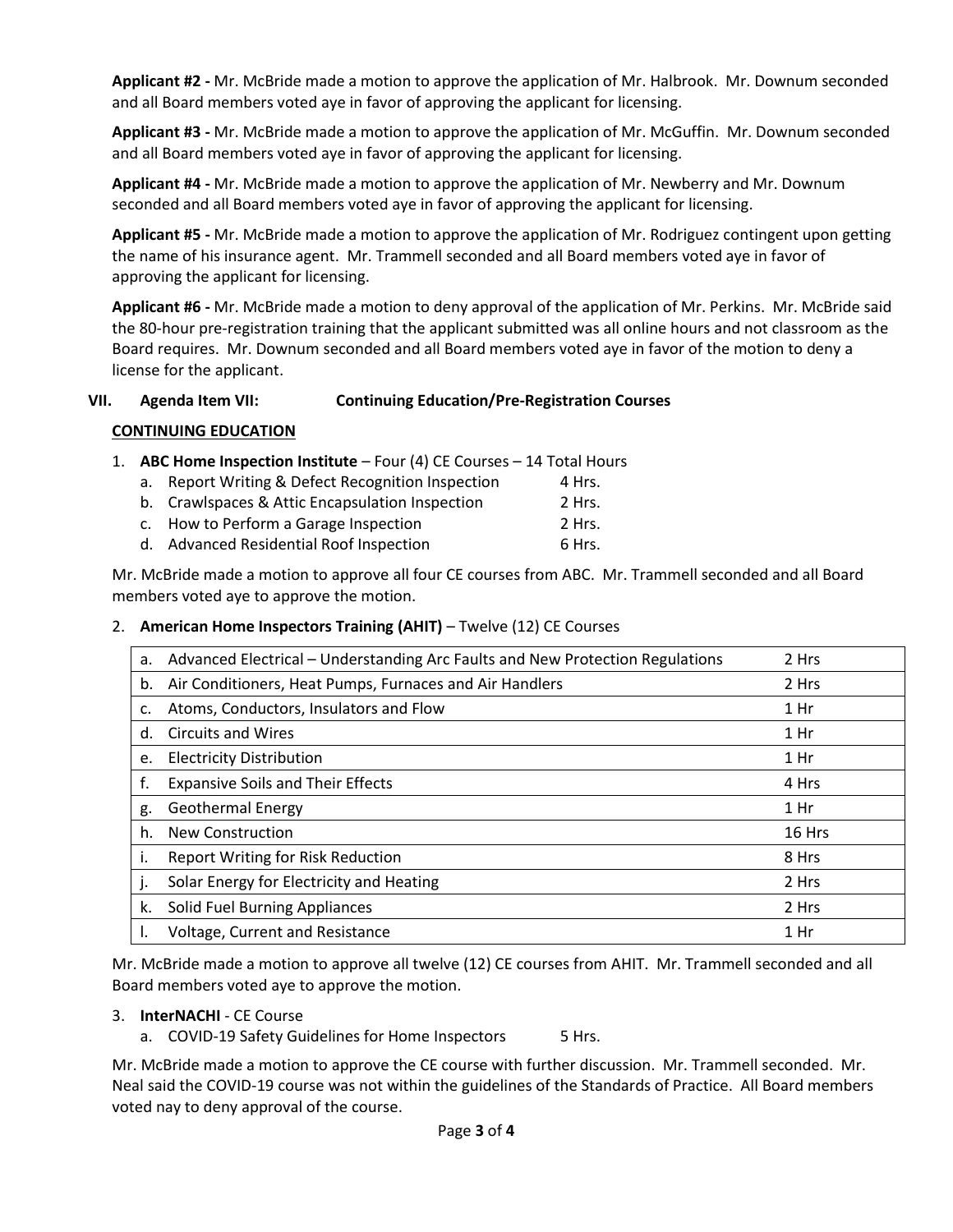**Applicant #2 -** Mr. McBride made a motion to approve the application of Mr. Halbrook. Mr. Downum seconded and all Board members voted aye in favor of approving the applicant for licensing.

**Applicant #3 -** Mr. McBride made a motion to approve the application of Mr. McGuffin. Mr. Downum seconded and all Board members voted aye in favor of approving the applicant for licensing.

**Applicant #4 -** Mr. McBride made a motion to approve the application of Mr. Newberry and Mr. Downum seconded and all Board members voted aye in favor of approving the applicant for licensing.

**Applicant #5 -** Mr. McBride made a motion to approve the application of Mr. Rodriguez contingent upon getting the name of his insurance agent. Mr. Trammell seconded and all Board members voted aye in favor of approving the applicant for licensing.

**Applicant #6 -** Mr. McBride made a motion to deny approval of the application of Mr. Perkins. Mr. McBride said the 80-hour pre-registration training that the applicant submitted was all online hours and not classroom as the Board requires. Mr. Downum seconded and all Board members voted aye in favor of the motion to deny a license for the applicant.

## VII. Agenda Item VII: Continuing Education/Pre-Registration Courses

**CONTINUING EDUCATION**

1. **ABC Home Inspection Institute** – Four (4) CE Courses – 14 Total Hours
   a. Report Writing & Defect Recognition Inspection 4 Hrs.
   b. Crawlspaces & Attic Encapsulation Inspection 2 Hrs.
   c. How to Perform a Garage Inspection 2 Hrs.
   d. Advanced Residential Roof Inspection 6 Hrs.

Mr. McBride made a motion to approve all four CE courses from ABC. Mr. Trammell seconded and all Board members voted aye to approve the motion.

2. **American Home Inspectors Training (AHIT)** – Twelve (12) CE Courses

| | Course | Hours |
|---|---|---|
| a. | Advanced Electrical – Understanding Arc Faults and New Protection Regulations | 2 Hrs |
| b. | Air Conditioners, Heat Pumps, Furnaces and Air Handlers | 2 Hrs |
| c. | Atoms, Conductors, Insulators and Flow | 1 Hr |
| d. | Circuits and Wires | 1 Hr |
| e. | Electricity Distribution | 1 Hr |
| f. | Expansive Soils and Their Effects | 4 Hrs |
| g. | Geothermal Energy | 1 Hr |
| h. | New Construction | 16 Hrs |
| i. | Report Writing for Risk Reduction | 8 Hrs |
| j. | Solar Energy for Electricity and Heating | 2 Hrs |
| k. | Solid Fuel Burning Appliances | 2 Hrs |
| l. | Voltage, Current and Resistance | 1 Hr |

Mr. McBride made a motion to approve all twelve (12) CE courses from AHIT. Mr. Trammell seconded and all Board members voted aye to approve the motion.

3. **InterNACHI** - CE Course
   a. COVID-19 Safety Guidelines for Home Inspectors 5 Hrs.

Mr. McBride made a motion to approve the CE course with further discussion. Mr. Trammell seconded. Mr. Neal said the COVID-19 course was not within the guidelines of the Standards of Practice. All Board members voted nay to deny approval of the course.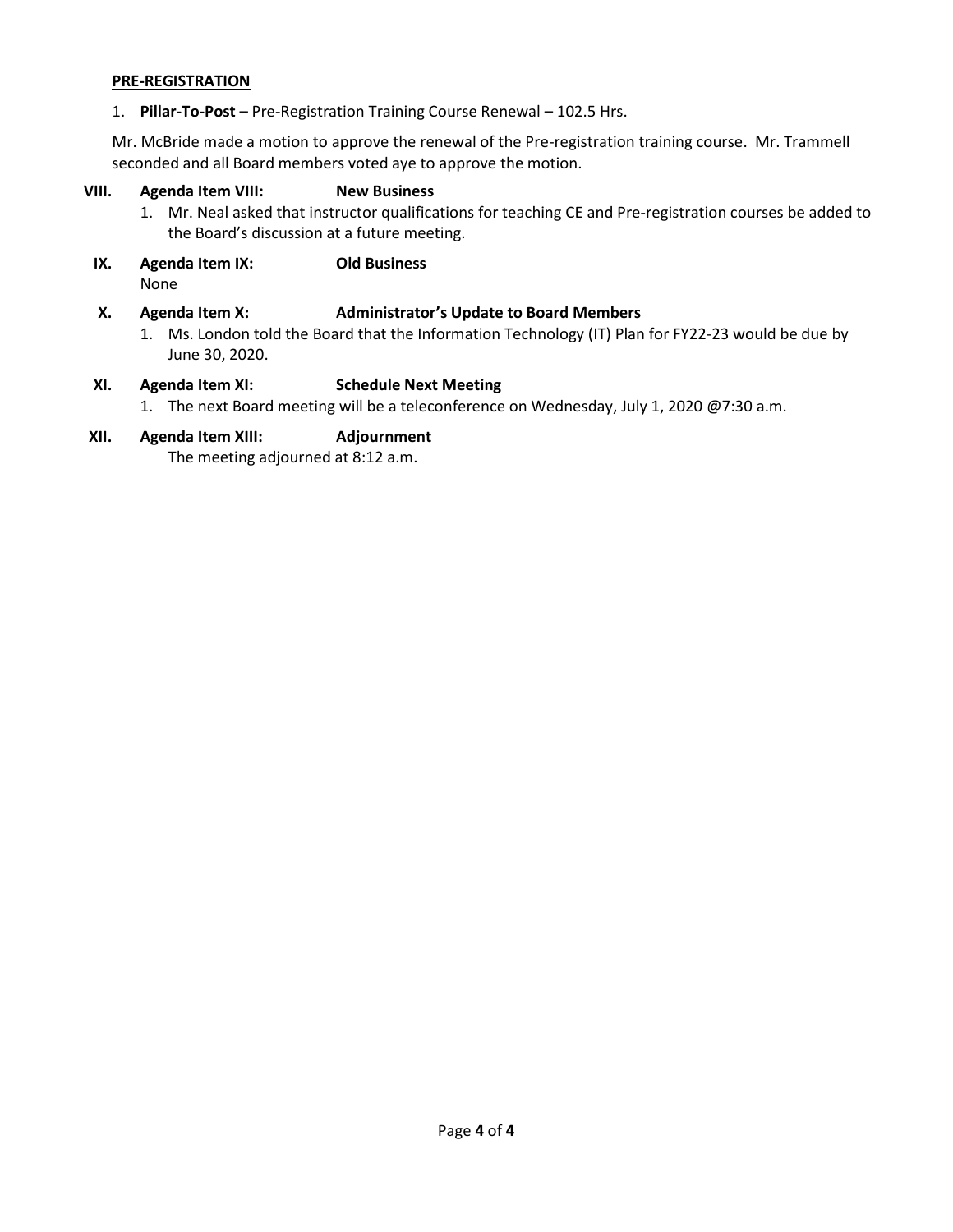**PRE-REGISTRATION**

1. **Pillar-To-Post** – Pre-Registration Training Course Renewal – 102.5 Hrs.

Mr. McBride made a motion to approve the renewal of the Pre-registration training course. Mr. Trammell seconded and all Board members voted aye to approve the motion.

**VIII. Agenda Item VIII: New Business**

1. Mr. Neal asked that instructor qualifications for teaching CE and Pre-registration courses be added to the Board's discussion at a future meeting.

**IX. Agenda Item IX: Old Business**

None

**X. Agenda Item X: Administrator's Update to Board Members**

1. Ms. London told the Board that the Information Technology (IT) Plan for FY22-23 would be due by June 30, 2020.

**XI. Agenda Item XI: Schedule Next Meeting**

1. The next Board meeting will be a teleconference on Wednesday, July 1, 2020 @7:30 a.m.

**XII. Agenda Item XIII: Adjournment**

The meeting adjourned at 8:12 a.m.